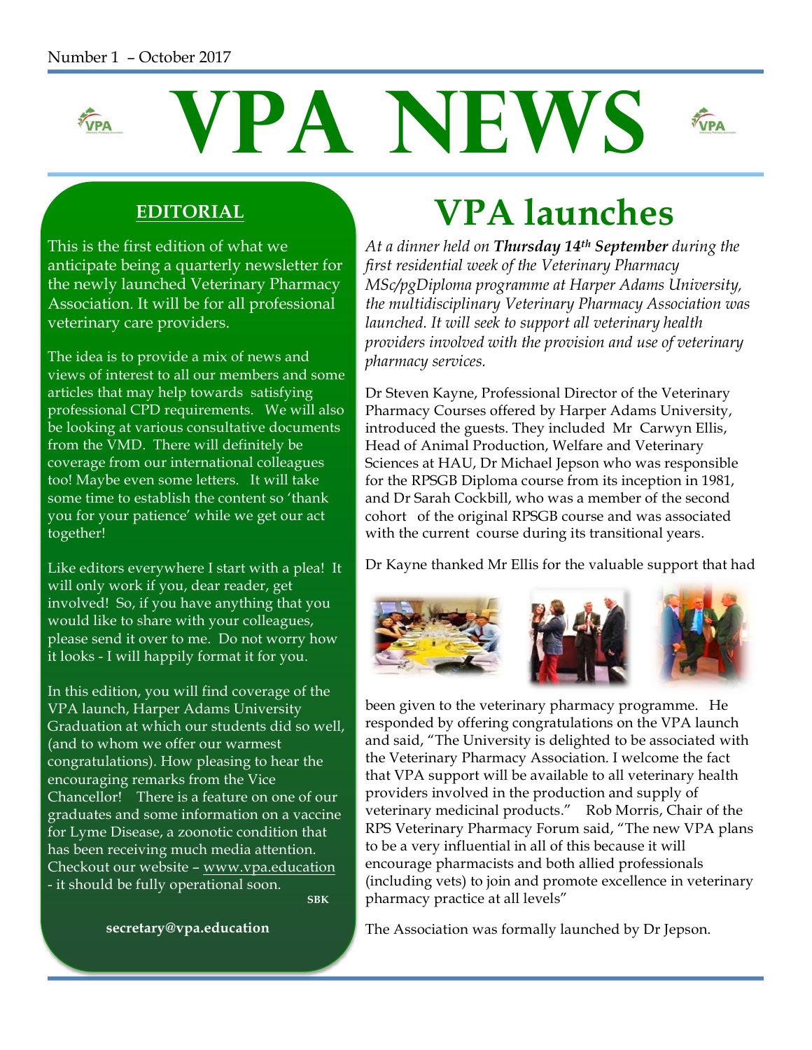Number 1 – October 2017

# VPA NEWS

## EDITORIAL

This is the first edition of what we anticipate being a quarterly newsletter for the newly launched Veterinary Pharmacy Association. It will be for all professional veterinary care providers.

The idea is to provide a mix of news and views of interest to all our members and some articles that may help towards satisfying professional CPD requirements. We will also be looking at various consultative documents from the VMD. There will definitely be coverage from our international colleagues too! Maybe even some letters. It will take some time to establish the content so 'thank you for your patience' while we get our act together!

Like editors everywhere I start with a plea! It will only work if you, dear reader, get involved! So, if you have anything that you would like to share with your colleagues, please send it over to me. Do not worry how it looks - I will happily format it for you.

In this edition, you will find coverage of the VPA launch, Harper Adams University Graduation at which our students did so well, (and to whom we offer our warmest congratulations). How pleasing to hear the encouraging remarks from the Vice Chancellor! There is a feature on one of our graduates and some information on a vaccine for Lyme Disease, a zoonotic condition that has been receiving much media attention. Checkout our website – www.vpa.education - it should be fully operational soon.

**SBK**

**secretary@vpa.education**

# VPA launches

*At a dinner held on **Thursday 14th September** during the first residential week of the Veterinary Pharmacy MSc/pgDiploma programme at Harper Adams University, the multidisciplinary Veterinary Pharmacy Association was launched. It will seek to support all veterinary health providers involved with the provision and use of veterinary pharmacy services.*

Dr Steven Kayne, Professional Director of the Veterinary Pharmacy Courses offered by Harper Adams University, introduced the guests. They included Mr Carwyn Ellis, Head of Animal Production, Welfare and Veterinary Sciences at HAU, Dr Michael Jepson who was responsible for the RPSGB Diploma course from its inception in 1981, and Dr Sarah Cockbill, who was a member of the second cohort of the original RPSGB course and was associated with the current course during its transitional years.

Dr Kayne thanked Mr Ellis for the valuable support that had been given to the veterinary pharmacy programme. He responded by offering congratulations on the VPA launch and said, "The University is delighted to be associated with the Veterinary Pharmacy Association. I welcome the fact that VPA support will be available to all veterinary health providers involved in the production and supply of veterinary medicinal products." Rob Morris, Chair of the RPS Veterinary Pharmacy Forum said, "The new VPA plans to be a very influential in all of this because it will encourage pharmacists and both allied professionals (including vets) to join and promote excellence in veterinary pharmacy practice at all levels"

The Association was formally launched by Dr Jepson.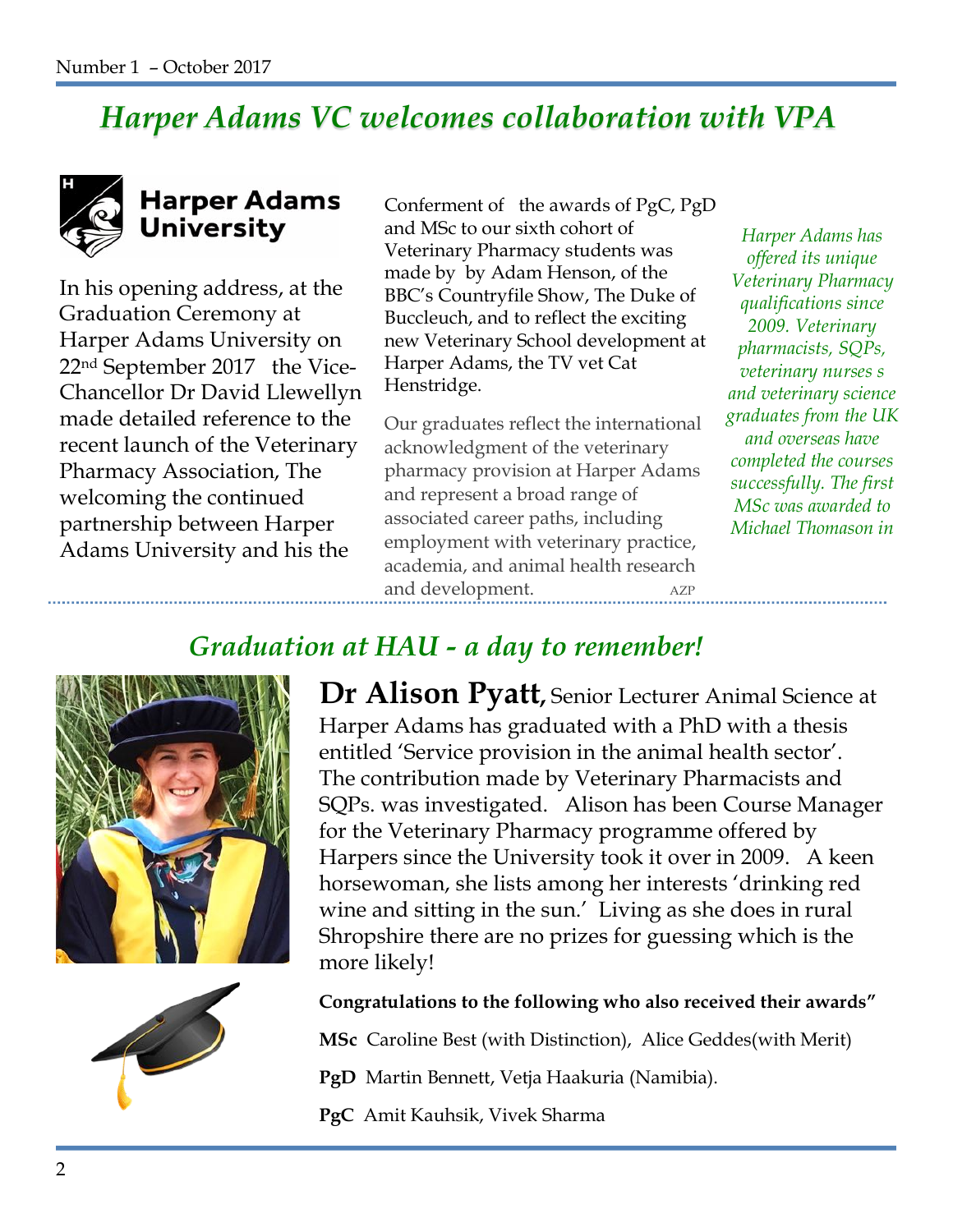# Harper Adams VC welcomes collaboration with VPA

Harper Adams University

In his opening address, at the Graduation Ceremony at Harper Adams University on 22nd September 2017 the Vice-Chancellor Dr David Llewellyn made detailed reference to the recent launch of the Veterinary Pharmacy Association, The welcoming the continued partnership between Harper Adams University and his the

Conferment of the awards of PgC, PgD and MSc to our sixth cohort of Veterinary Pharmacy students was made by by Adam Henson, of the BBC's Countryfile Show, The Duke of Buccleuch, and to reflect the exciting new Veterinary School development at Harper Adams, the TV vet Cat Henstridge.

Our graduates reflect the international acknowledgment of the veterinary pharmacy provision at Harper Adams and represent a broad range of associated career paths, including employment with veterinary practice, academia, and animal health research and development. AZP

*Harper Adams has offered its unique Veterinary Pharmacy qualifications since 2009. Veterinary pharmacists, SQPs, veterinary nurses s and veterinary science graduates from the UK and overseas have completed the courses successfully. The first MSc was awarded to Michael Thomason in*

## Graduation at HAU - a day to remember!

**Dr Alison Pyatt,** Senior Lecturer Animal Science at Harper Adams has graduated with a PhD with a thesis entitled 'Service provision in the animal health sector'. The contribution made by Veterinary Pharmacists and SQPs. was investigated. Alison has been Course Manager for the Veterinary Pharmacy programme offered by Harpers since the University took it over in 2009. A keen horsewoman, she lists among her interests 'drinking red wine and sitting in the sun.' Living as she does in rural Shropshire there are no prizes for guessing which is the more likely!

**Congratulations to the following who also received their awards"**

**MSc** Caroline Best (with Distinction), Alice Geddes(with Merit)

**PgD** Martin Bennett, Vetja Haakuria (Namibia).

**PgC** Amit Kauhsik, Vivek Sharma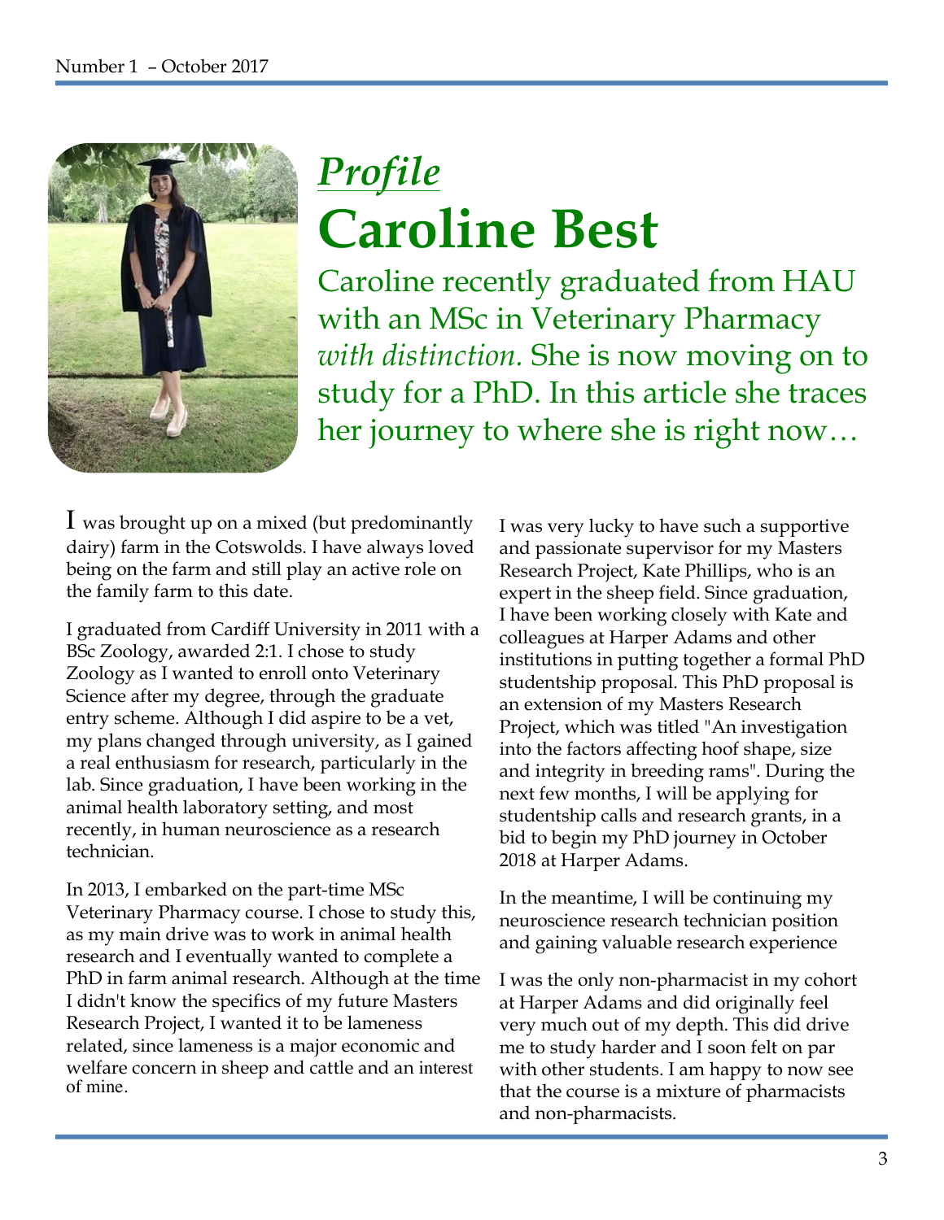## *Profile*

# Caroline Best

Caroline recently graduated from HAU with an MSc in Veterinary Pharmacy *with distinction.* She is now moving on to study for a PhD. In this article she traces her journey to where she is right now…

I was brought up on a mixed (but predominantly dairy) farm in the Cotswolds. I have always loved being on the farm and still play an active role on the family farm to this date.

I graduated from Cardiff University in 2011 with a BSc Zoology, awarded 2:1. I chose to study Zoology as I wanted to enroll onto Veterinary Science after my degree, through the graduate entry scheme. Although I did aspire to be a vet, my plans changed through university, as I gained a real enthusiasm for research, particularly in the lab. Since graduation, I have been working in the animal health laboratory setting, and most recently, in human neuroscience as a research technician.

In 2013, I embarked on the part-time MSc Veterinary Pharmacy course. I chose to study this, as my main drive was to work in animal health research and I eventually wanted to complete a PhD in farm animal research. Although at the time I didn't know the specifics of my future Masters Research Project, I wanted it to be lameness related, since lameness is a major economic and welfare concern in sheep and cattle and an interest of mine.

I was very lucky to have such a supportive and passionate supervisor for my Masters Research Project, Kate Phillips, who is an expert in the sheep field. Since graduation, I have been working closely with Kate and colleagues at Harper Adams and other institutions in putting together a formal PhD studentship proposal. This PhD proposal is an extension of my Masters Research Project, which was titled "An investigation into the factors affecting hoof shape, size and integrity in breeding rams". During the next few months, I will be applying for studentship calls and research grants, in a bid to begin my PhD journey in October 2018 at Harper Adams.

In the meantime, I will be continuing my neuroscience research technician position and gaining valuable research experience

I was the only non-pharmacist in my cohort at Harper Adams and did originally feel very much out of my depth. This did drive me to study harder and I soon felt on par with other students. I am happy to now see that the course is a mixture of pharmacists and non-pharmacists.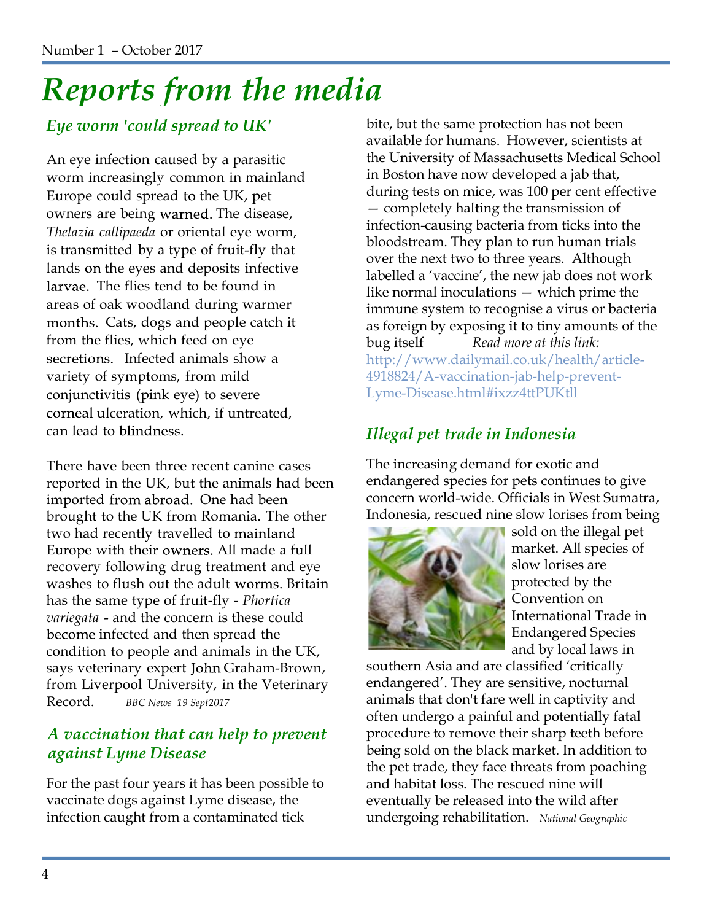# Reports from the media

## *Eye worm 'could spread to UK'*

An eye infection caused by a parasitic worm increasingly common in mainland Europe could spread to the UK, pet owners are being warned. The disease, *Thelazia callipaeda* or oriental eye worm, is transmitted by a type of fruit-fly that lands on the eyes and deposits infective larvae. The flies tend to be found in areas of oak woodland during warmer months. Cats, dogs and people catch it from the flies, which feed on eye secretions. Infected animals show a variety of symptoms, from mild conjunctivitis (pink eye) to severe corneal ulceration, which, if untreated, can lead to blindness.

There have been three recent canine cases reported in the UK, but the animals had been imported from abroad. One had been brought to the UK from Romania. The other two had recently travelled to mainland Europe with their owners. All made a full recovery following drug treatment and eye washes to flush out the adult worms. Britain has the same type of fruit-fly - *Phortica variegata* - and the concern is these could become infected and then spread the condition to people and animals in the UK, says veterinary expert John Graham-Brown, from Liverpool University, in the Veterinary Record. *BBC News 19 Sept2017*

## *A vaccination that can help to prevent against Lyme Disease*

For the past four years it has been possible to vaccinate dogs against Lyme disease, the infection caught from a contaminated tick bite, but the same protection has not been available for humans. However, scientists at the University of Massachusetts Medical School in Boston have now developed a jab that, during tests on mice, was 100 per cent effective — completely halting the transmission of infection-causing bacteria from ticks into the bloodstream. They plan to run human trials over the next two to three years. Although labelled a 'vaccine', the new jab does not work like normal inoculations — which prime the immune system to recognise a virus or bacteria as foreign by exposing it to tiny amounts of the bug itself *Read more at this link:* http://www.dailymail.co.uk/health/article-4918824/A-vaccination-jab-help-prevent-Lyme-Disease.html#ixzz4ttPUKtll

## *Illegal pet trade in Indonesia*

The increasing demand for exotic and endangered species for pets continues to give concern world-wide. Officials in West Sumatra, Indonesia, rescued nine slow lorises from being sold on the illegal pet market. All species of slow lorises are protected by the Convention on International Trade in Endangered Species and by local laws in southern Asia and are classified 'critically endangered'. They are sensitive, nocturnal animals that don't fare well in captivity and often undergo a painful and potentially fatal procedure to remove their sharp teeth before being sold on the black market. In addition to the pet trade, they face threats from poaching and habitat loss. The rescued nine will eventually be released into the wild after undergoing rehabilitation. *National Geographic*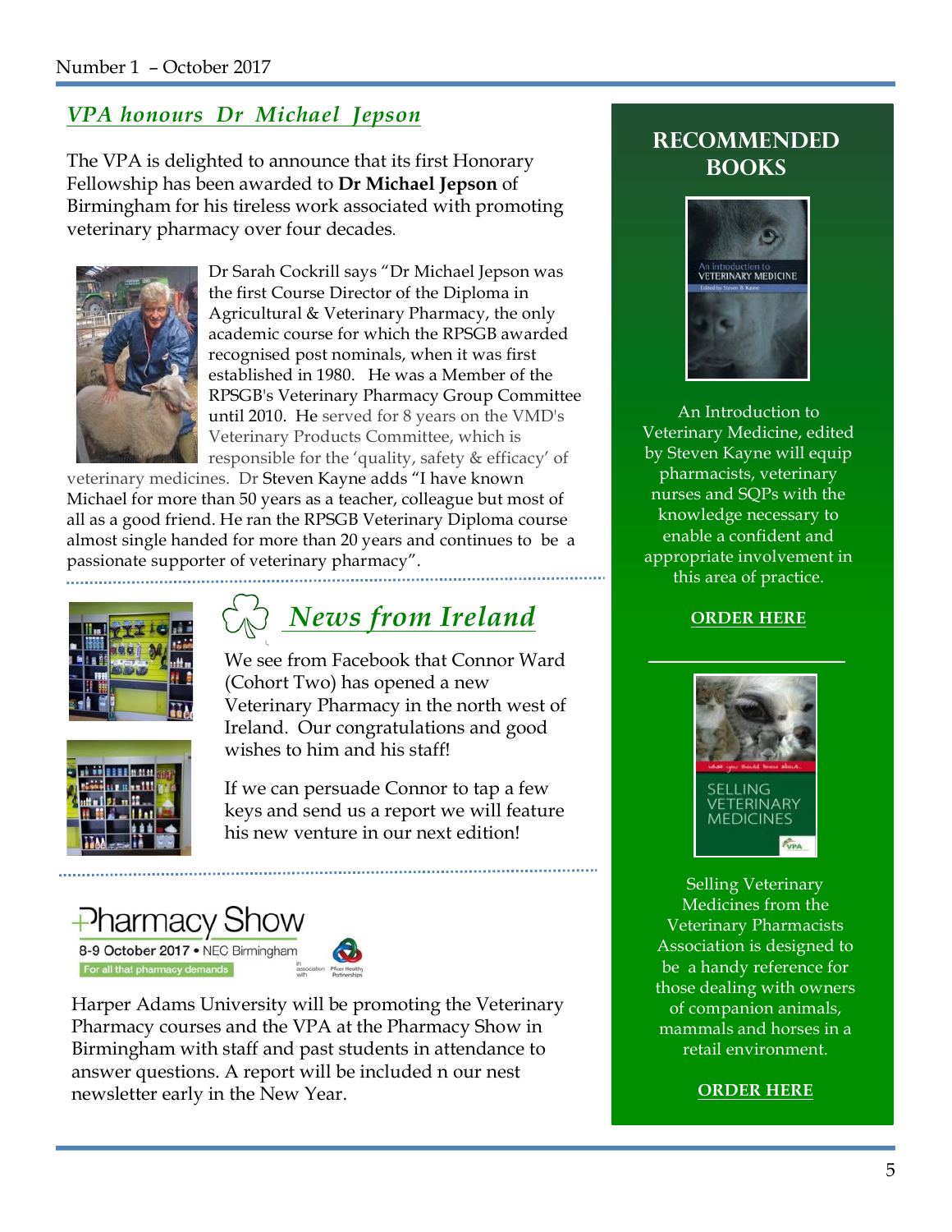## *VPA honours Dr Michael Jepson*

The VPA is delighted to announce that its first Honorary Fellowship has been awarded to **Dr Michael Jepson** of Birmingham for his tireless work associated with promoting veterinary pharmacy over four decades.

Dr Sarah Cockrill says "Dr Michael Jepson was the first Course Director of the Diploma in Agricultural & Veterinary Pharmacy, the only academic course for which the RPSGB awarded recognised post nominals, when it was first established in 1980. He was a Member of the RPSGB's Veterinary Pharmacy Group Committee until 2010. He served for 8 years on the VMD's Veterinary Products Committee, which is responsible for the 'quality, safety & efficacy' of veterinary medicines. Dr Steven Kayne adds "I have known Michael for more than 50 years as a teacher, colleague but most of all as a good friend. He ran the RPSGB Veterinary Diploma course almost single handed for more than 20 years and continues to be a passionate supporter of veterinary pharmacy".

## *News from Ireland*

We see from Facebook that Connor Ward (Cohort Two) has opened a new Veterinary Pharmacy in the north west of Ireland. Our congratulations and good wishes to him and his staff!

If we can persuade Connor to tap a few keys and send us a report we will feature his new venture in our next edition!

**Pharmacy Show**
8-9 October 2017 • NEC Birmingham
For all that pharmacy demands

Harper Adams University will be promoting the Veterinary Pharmacy courses and the VPA at the Pharmacy Show in Birmingham with staff and past students in attendance to answer questions. A report will be included n our nest newsletter early in the New Year.

## RECOMMENDED BOOKS

An Introduction to Veterinary Medicine, edited by Steven Kayne will equip pharmacists, veterinary nurses and SQPs with the knowledge necessary to enable a confident and appropriate involvement in this area of practice.

**ORDER HERE**

Selling Veterinary Medicines from the Veterinary Pharmacists Association is designed to be a handy reference for those dealing with owners of companion animals, mammals and horses in a retail environment.

**ORDER HERE**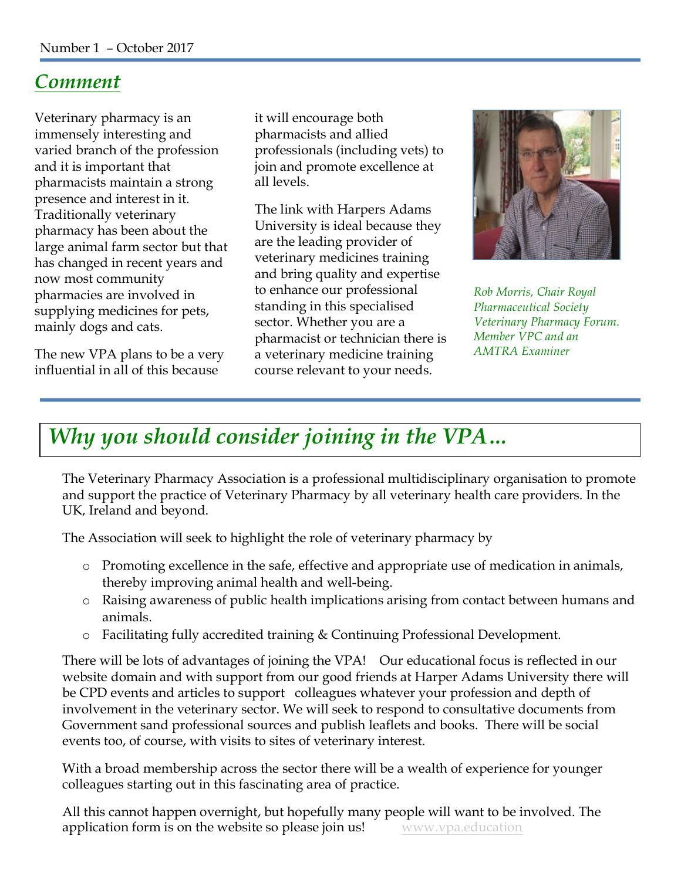Number 1 – October 2017

## *Comment*

Veterinary pharmacy is an immensely interesting and varied branch of the profession and it is important that pharmacists maintain a strong presence and interest in it. Traditionally veterinary pharmacy has been about the large animal farm sector but that has changed in recent years and now most community pharmacies are involved in supplying medicines for pets, mainly dogs and cats.

The new VPA plans to be a very influential in all of this because it will encourage both pharmacists and allied professionals (including vets) to join and promote excellence at all levels.

The link with Harpers Adams University is ideal because they are the leading provider of veterinary medicines training and bring quality and expertise to enhance our professional standing in this specialised sector. Whether you are a pharmacist or technician there is a veterinary medicine training course relevant to your needs.

*Rob Morris, Chair Royal Pharmaceutical Society Veterinary Pharmacy Forum. Member VPC and an AMTRA Examiner*

## *Why you should consider joining in the VPA…*

The Veterinary Pharmacy Association is a professional multidisciplinary organisation to promote and support the practice of Veterinary Pharmacy by all veterinary health care providers. In the UK, Ireland and beyond.

The Association will seek to highlight the role of veterinary pharmacy by

- Promoting excellence in the safe, effective and appropriate use of medication in animals, thereby improving animal health and well-being.
- Raising awareness of public health implications arising from contact between humans and animals.
- Facilitating fully accredited training & Continuing Professional Development.

There will be lots of advantages of joining the VPA! Our educational focus is reflected in our website domain and with support from our good friends at Harper Adams University there will be CPD events and articles to support colleagues whatever your profession and depth of involvement in the veterinary sector. We will seek to respond to consultative documents from Government sand professional sources and publish leaflets and books. There will be social events too, of course, with visits to sites of veterinary interest.

With a broad membership across the sector there will be a wealth of experience for younger colleagues starting out in this fascinating area of practice.

All this cannot happen overnight, but hopefully many people will want to be involved. The application form is on the website so please join us! www.vpa.education